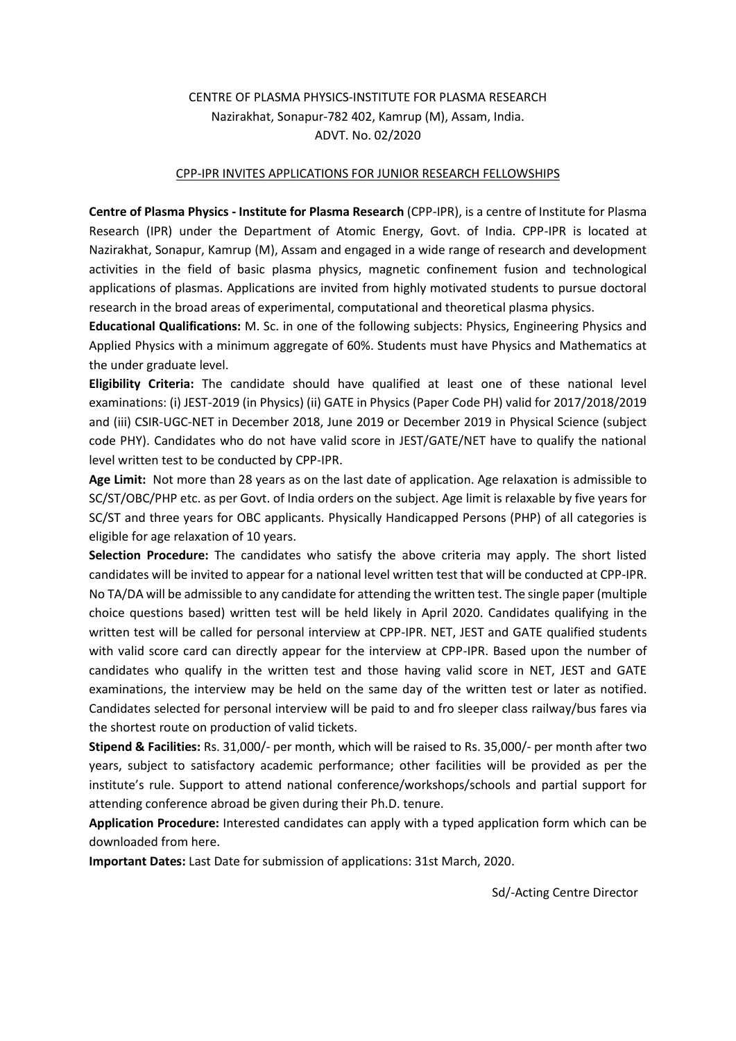# CENTRE OF PLASMA PHYSICS-INSTITUTE FOR PLASMA RESEARCH

Nazirakhat, Sonapur-782 402, Kamrup (M), Assam, India.

ADVT. No. 02/2020

## CPP-IPR INVITES APPLICATIONS FOR JUNIOR RESEARCH FELLOWSHIPS

**Centre of Plasma Physics - Institute for Plasma Research** (CPP-IPR), is a centre of Institute for Plasma Research (IPR) under the Department of Atomic Energy, Govt. of India. CPP-IPR is located at Nazirakhat, Sonapur, Kamrup (M), Assam and engaged in a wide range of research and development activities in the field of basic plasma physics, magnetic confinement fusion and technological applications of plasmas. Applications are invited from highly motivated students to pursue doctoral research in the broad areas of experimental, computational and theoretical plasma physics.

**Educational Qualifications:** M. Sc. in one of the following subjects: Physics, Engineering Physics and Applied Physics with a minimum aggregate of 60%. Students must have Physics and Mathematics at the under graduate level.

**Eligibility Criteria:** The candidate should have qualified at least one of these national level examinations: (i) JEST-2019 (in Physics) (ii) GATE in Physics (Paper Code PH) valid for 2017/2018/2019 and (iii) CSIR-UGC-NET in December 2018, June 2019 or December 2019 in Physical Science (subject code PHY). Candidates who do not have valid score in JEST/GATE/NET have to qualify the national level written test to be conducted by CPP-IPR.

**Age Limit:** Not more than 28 years as on the last date of application. Age relaxation is admissible to SC/ST/OBC/PHP etc. as per Govt. of India orders on the subject. Age limit is relaxable by five years for SC/ST and three years for OBC applicants. Physically Handicapped Persons (PHP) of all categories is eligible for age relaxation of 10 years.

**Selection Procedure:** The candidates who satisfy the above criteria may apply. The short listed candidates will be invited to appear for a national level written test that will be conducted at CPP-IPR. No TA/DA will be admissible to any candidate for attending the written test. The single paper (multiple choice questions based) written test will be held likely in April 2020. Candidates qualifying in the written test will be called for personal interview at CPP-IPR. NET, JEST and GATE qualified students with valid score card can directly appear for the interview at CPP-IPR. Based upon the number of candidates who qualify in the written test and those having valid score in NET, JEST and GATE examinations, the interview may be held on the same day of the written test or later as notified. Candidates selected for personal interview will be paid to and fro sleeper class railway/bus fares via the shortest route on production of valid tickets.

**Stipend & Facilities:** Rs. 31,000/- per month, which will be raised to Rs. 35,000/- per month after two years, subject to satisfactory academic performance; other facilities will be provided as per the institute's rule. Support to attend national conference/workshops/schools and partial support for attending conference abroad be given during their Ph.D. tenure.

**Application Procedure:** Interested candidates can apply with a typed application form which can be downloaded from here.

**Important Dates:** Last Date for submission of applications: 31st March, 2020.

Sd/-Acting Centre Director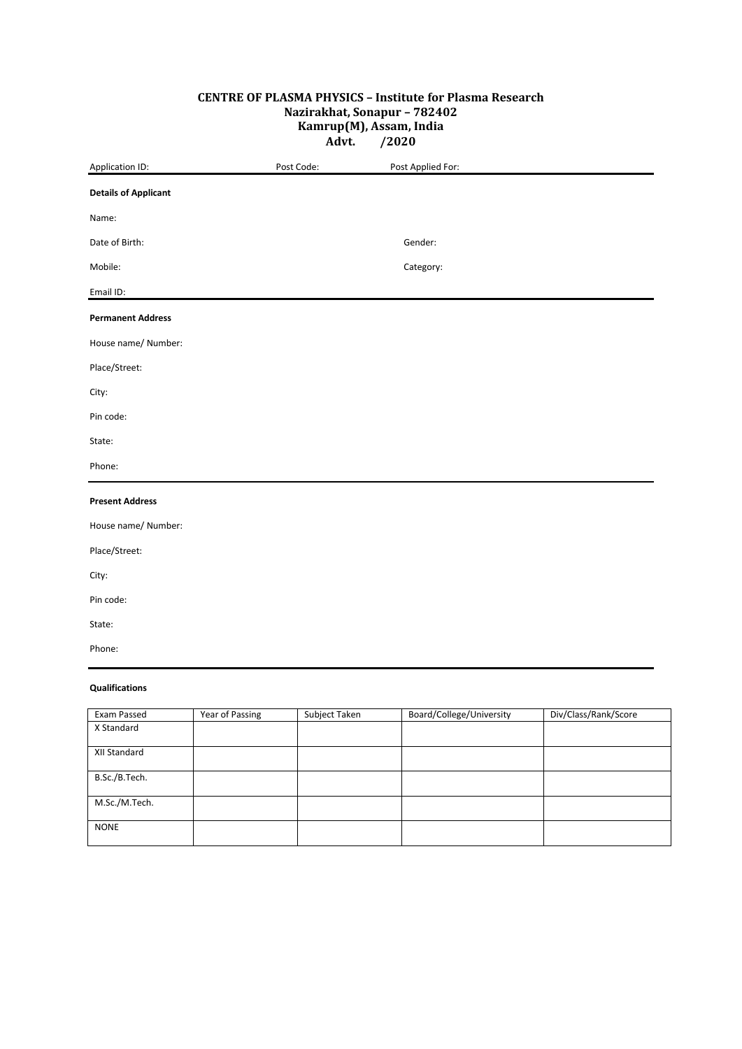**CENTRE OF PLASMA PHYSICS – Institute for Plasma Research**
**Nazirakhat, Sonapur – 782402**
**Kamrup(M), Assam, India**
**Advt. /2020**

Application ID: Post Code: Post Applied For:

---

**Details of Applicant**

Name:

Date of Birth: Gender:

Mobile: Category:

Email ID:

---

**Permanent Address**

House name/ Number:

Place/Street:

City:

Pin code:

State:

Phone:

---

**Present Address**

House name/ Number:

Place/Street:

City:

Pin code:

State:

Phone:

---

**Qualifications**

| Exam Passed | Year of Passing | Subject Taken | Board/College/University | Div/Class/Rank/Score |
|---|---|---|---|---|
| X Standard | | | | |
| XII Standard | | | | |
| B.Sc./B.Tech. | | | | |
| M.Sc./M.Tech. | | | | |
| NONE | | | | |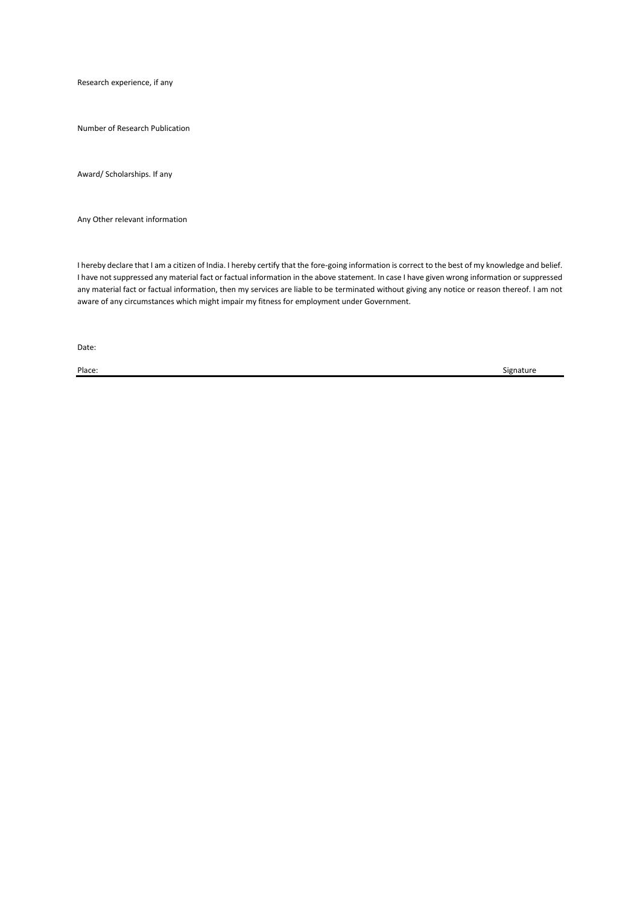Research experience, if any

Number of Research Publication

Award/ Scholarships. If any

Any Other relevant information

I hereby declare that I am a citizen of India. I hereby certify that the fore-going information is correct to the best of my knowledge and belief. I have not suppressed any material fact or factual information in the above statement. In case I have given wrong information or suppressed any material fact or factual information, then my services are liable to be terminated without giving any notice or reason thereof. I am not aware of any circumstances which might impair my fitness for employment under Government.

Date:

Place: Signature